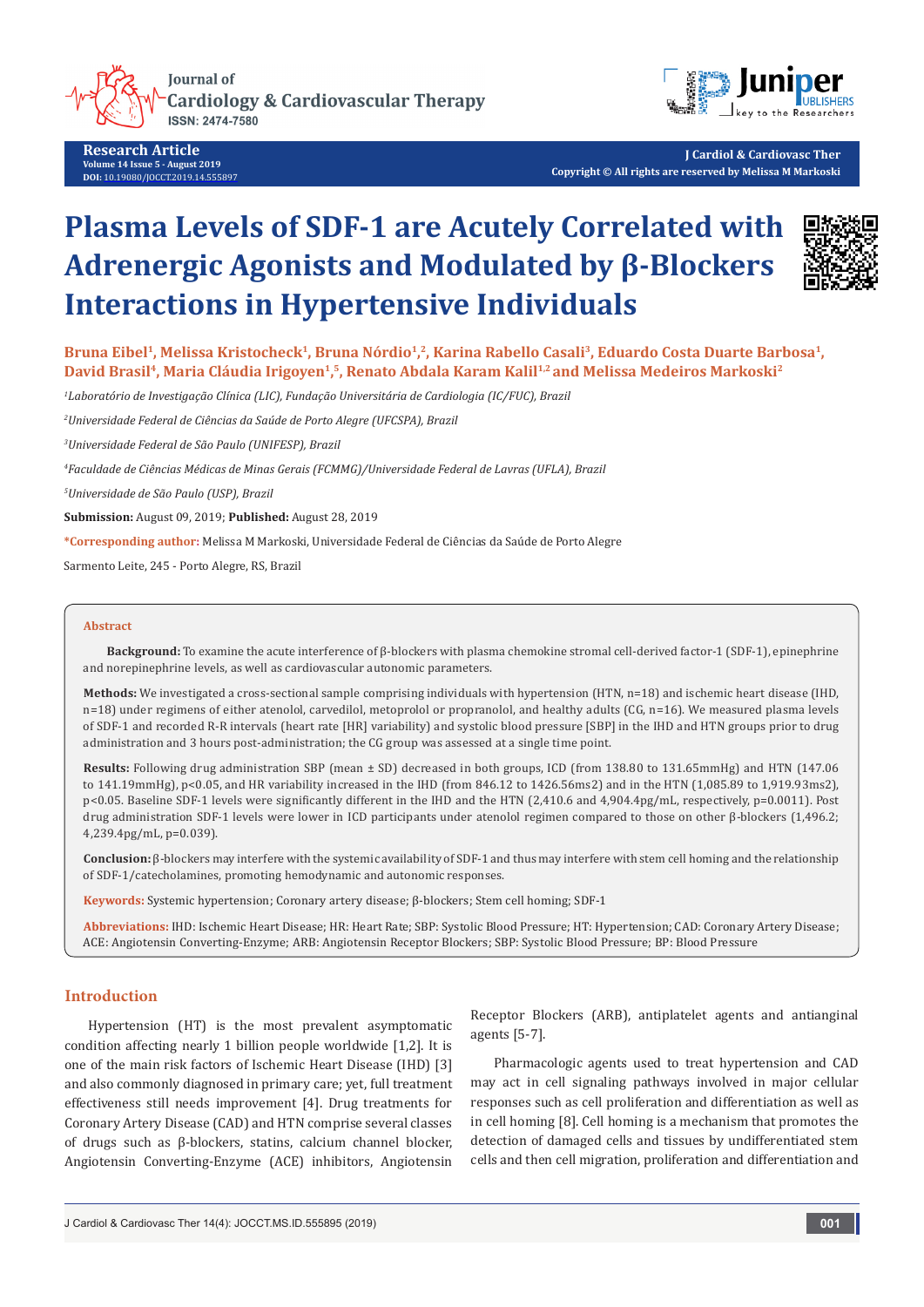Research Article
Volume 14 Issue 5 - August 2019
DOI: 10.19080/JOCCT.2019.14.555897

Copyright © All rights are reserved by Melissa M Markoski

# Plasma Levels of SDF-1 are Acutely Correlated with Adrenergic Agonists and Modulated by β-Blockers Interactions in Hypertensive Individuals

**Bruna Eibel[1], Melissa Kristocheck[1], Bruna Nórdio[1,2], Karina Rabello Casali[3], Eduardo Costa Duarte Barbosa[1], David Brasil[4], Maria Cláudia Irigoyen[1,5], Renato Abdala Karam Kalil[1,2] and Melissa Medeiros Markoski[2]**

*[1]Laboratório de Investigação Clínica (LIC), Fundação Universitária de Cardiologia (IC/FUC), Brazil*

*[2]Universidade Federal de Ciências da Saúde de Porto Alegre (UFCSPA), Brazil*

*[3]Universidade Federal de São Paulo (UNIFESP), Brazil*

*[4]Faculdade de Ciências Médicas de Minas Gerais (FCMMG)/Universidade Federal de Lavras (UFLA), Brazil*

*[5]Universidade de São Paulo (USP), Brazil*

**Submission:** August 09, 2019; **Published:** August 28, 2019

**\*Corresponding author:** Melissa M Markoski, Universidade Federal de Ciências da Saúde de Porto Alegre

Sarmento Leite, 245 - Porto Alegre, RS, Brazil

## Abstract

**Background:** To examine the acute interference of β-blockers with plasma chemokine stromal cell-derived factor-1 (SDF-1), epinephrine and norepinephrine levels, as well as cardiovascular autonomic parameters.

**Methods:** We investigated a cross-sectional sample comprising individuals with hypertension (HTN, n=18) and ischemic heart disease (IHD, n=18) under regimens of either atenolol, carvedilol, metoprolol or propranolol, and healthy adults (CG, n=16). We measured plasma levels of SDF-1 and recorded R-R intervals (heart rate [HR] variability) and systolic blood pressure [SBP] in the IHD and HTN groups prior to drug administration and 3 hours post-administration; the CG group was assessed at a single time point.

**Results:** Following drug administration SBP (mean ± SD) decreased in both groups, ICD (from 138.80 to 131.65mmHg) and HTN (147.06 to 141.19mmHg), $p<0.05$, and HR variability increased in the IHD (from 846.12 to 1426.56ms2) and in the HTN (1,085.89 to 1,919.93ms2), $p<0.05$. Baseline SDF-1 levels were significantly different in the IHD and the HTN (2,410.6 and 4,904.4pg/mL, respectively, p=0.0011). Post drug administration SDF-1 levels were lower in ICD participants under atenolol regimen compared to those on other β-blockers (1,496.2; 4,239.4pg/mL, p=0.039).

**Conclusion:** β-blockers may interfere with the systemic availability of SDF-1 and thus may interfere with stem cell homing and the relationship of SDF-1/catecholamines, promoting hemodynamic and autonomic responses.

**Keywords:** Systemic hypertension; Coronary artery disease; β-blockers; Stem cell homing; SDF-1

**Abbreviations:** IHD: Ischemic Heart Disease; HR: Heart Rate; SBP: Systolic Blood Pressure; HT: Hypertension; CAD: Coronary Artery Disease; ACE: Angiotensin Converting-Enzyme; ARB: Angiotensin Receptor Blockers; SBP: Systolic Blood Pressure; BP: Blood Pressure

## Introduction

Hypertension (HT) is the most prevalent asymptomatic condition affecting nearly 1 billion people worldwide [1,2]. It is one of the main risk factors of Ischemic Heart Disease (IHD) [3] and also commonly diagnosed in primary care; yet, full treatment effectiveness still needs improvement [4]. Drug treatments for Coronary Artery Disease (CAD) and HTN comprise several classes of drugs such as β-blockers, statins, calcium channel blocker, Angiotensin Converting-Enzyme (ACE) inhibitors, Angiotensin Receptor Blockers (ARB), antiplatelet agents and antianginal agents [5-7].

Pharmacologic agents used to treat hypertension and CAD may act in cell signaling pathways involved in major cellular responses such as cell proliferation and differentiation as well as in cell homing [8]. Cell homing is a mechanism that promotes the detection of damaged cells and tissues by undifferentiated stem cells and then cell migration, proliferation and differentiation and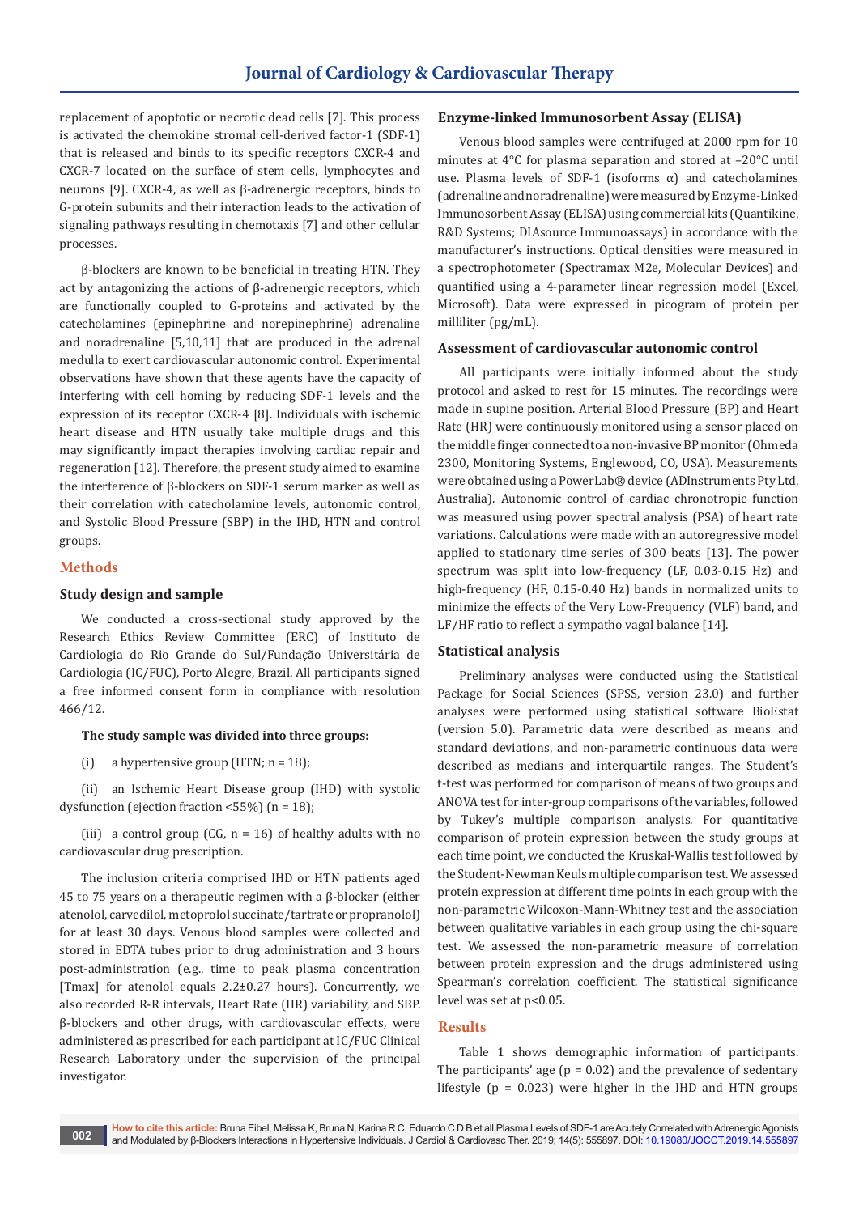replacement of apoptotic or necrotic dead cells [7]. This process is activated the chemokine stromal cell-derived factor-1 (SDF-1) that is released and binds to its specific receptors CXCR-4 and CXCR-7 located on the surface of stem cells, lymphocytes and neurons [9]. CXCR-4, as well as β-adrenergic receptors, binds to G-protein subunits and their interaction leads to the activation of signaling pathways resulting in chemotaxis [7] and other cellular processes.

β-blockers are known to be beneficial in treating HTN. They act by antagonizing the actions of β-adrenergic receptors, which are functionally coupled to G-proteins and activated by the catecholamines (epinephrine and norepinephrine) adrenaline and noradrenaline [5,10,11] that are produced in the adrenal medulla to exert cardiovascular autonomic control. Experimental observations have shown that these agents have the capacity of interfering with cell homing by reducing SDF-1 levels and the expression of its receptor CXCR-4 [8]. Individuals with ischemic heart disease and HTN usually take multiple drugs and this may significantly impact therapies involving cardiac repair and regeneration [12]. Therefore, the present study aimed to examine the interference of β-blockers on SDF-1 serum marker as well as their correlation with catecholamine levels, autonomic control, and Systolic Blood Pressure (SBP) in the IHD, HTN and control groups.

## Methods

### Study design and sample

We conducted a cross-sectional study approved by the Research Ethics Review Committee (ERC) of Instituto de Cardiologia do Rio Grande do Sul/Fundação Universitária de Cardiologia (IC/FUC), Porto Alegre, Brazil. All participants signed a free informed consent form in compliance with resolution 466/12.

**The study sample was divided into three groups:**

(i) a hypertensive group (HTN; n = 18);

(ii) an Ischemic Heart Disease group (IHD) with systolic dysfunction (ejection fraction <55%) (n = 18);

(iii) a control group (CG, n = 16) of healthy adults with no cardiovascular drug prescription.

The inclusion criteria comprised IHD or HTN patients aged 45 to 75 years on a therapeutic regimen with a β-blocker (either atenolol, carvedilol, metoprolol succinate/tartrate or propranolol) for at least 30 days. Venous blood samples were collected and stored in EDTA tubes prior to drug administration and 3 hours post-administration (e.g., time to peak plasma concentration [Tmax] for atenolol equals 2.2±0.27 hours). Concurrently, we also recorded R-R intervals, Heart Rate (HR) variability, and SBP. β-blockers and other drugs, with cardiovascular effects, were administered as prescribed for each participant at IC/FUC Clinical Research Laboratory under the supervision of the principal investigator.

### Enzyme-linked Immunosorbent Assay (ELISA)

Venous blood samples were centrifuged at 2000 rpm for 10 minutes at 4°C for plasma separation and stored at −20°C until use. Plasma levels of SDF-1 (isoforms α) and catecholamines (adrenaline and noradrenaline) were measured by Enzyme-Linked Immunosorbent Assay (ELISA) using commercial kits (Quantikine, R&D Systems; DIAsource Immunoassays) in accordance with the manufacturer's instructions. Optical densities were measured in a spectrophotometer (Spectramax M2e, Molecular Devices) and quantified using a 4-parameter linear regression model (Excel, Microsoft). Data were expressed in picogram of protein per milliliter (pg/mL).

### Assessment of cardiovascular autonomic control

All participants were initially informed about the study protocol and asked to rest for 15 minutes. The recordings were made in supine position. Arterial Blood Pressure (BP) and Heart Rate (HR) were continuously monitored using a sensor placed on the middle finger connected to a non-invasive BP monitor (Ohmeda 2300, Monitoring Systems, Englewood, CO, USA). Measurements were obtained using a PowerLab® device (ADInstruments Pty Ltd, Australia). Autonomic control of cardiac chronotropic function was measured using power spectral analysis (PSA) of heart rate variations. Calculations were made with an autoregressive model applied to stationary time series of 300 beats [13]. The power spectrum was split into low-frequency (LF, 0.03-0.15 Hz) and high-frequency (HF, 0.15-0.40 Hz) bands in normalized units to minimize the effects of the Very Low-Frequency (VLF) band, and LF/HF ratio to reflect a sympatho vagal balance [14].

### Statistical analysis

Preliminary analyses were conducted using the Statistical Package for Social Sciences (SPSS, version 23.0) and further analyses were performed using statistical software BioEstat (version 5.0). Parametric data were described as means and standard deviations, and non-parametric continuous data were described as medians and interquartile ranges. The Student's t-test was performed for comparison of means of two groups and ANOVA test for inter-group comparisons of the variables, followed by Tukey's multiple comparison analysis. For quantitative comparison of protein expression between the study groups at each time point, we conducted the Kruskal-Wallis test followed by the Student-Newman Keuls multiple comparison test. We assessed protein expression at different time points in each group with the non-parametric Wilcoxon-Mann-Whitney test and the association between qualitative variables in each group using the chi-square test. We assessed the non-parametric measure of correlation between protein expression and the drugs administered using Spearman's correlation coefficient. The statistical significance level was set at $p<0.05$.

## Results

Table 1 shows demographic information of participants. The participants' age ($p = 0.02$) and the prevalence of sedentary lifestyle ($p = 0.023$) were higher in the IHD and HTN groups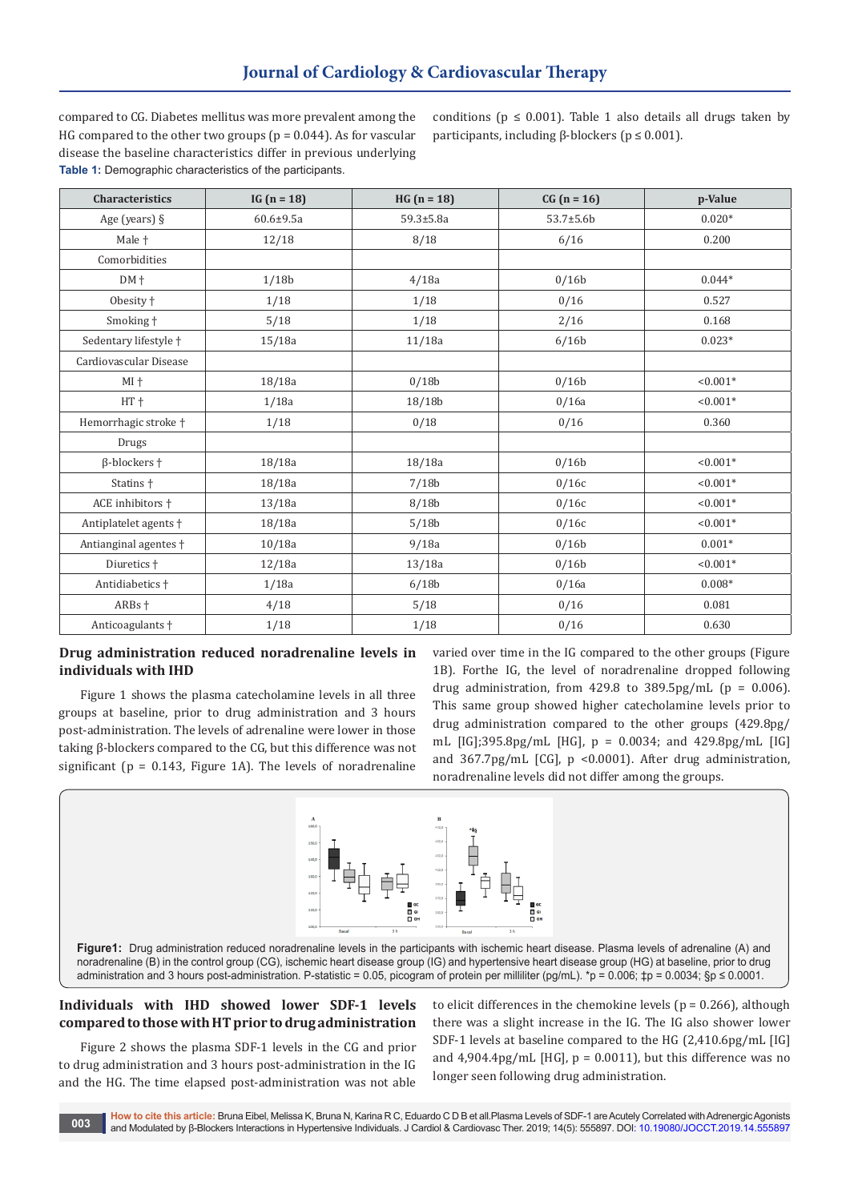compared to CG. Diabetes mellitus was more prevalent among the HG compared to the other two groups (p = 0.044). As for vascular disease the baseline characteristics differ in previous underlying conditions (p ≤ 0.001). Table 1 also details all drugs taken by participants, including β-blockers (p ≤ 0.001).

**Table 1:** Demographic characteristics of the participants.

| Characteristics | IG (n = 18) | HG (n = 18) | CG (n = 16) | p-Value |
|---|---|---|---|---|
| Age (years) § | 60.6±9.5a | 59.3±5.8a | 53.7±5.6b | 0.020* |
| Male † | 12/18 | 8/18 | 6/16 | 0.200 |
| Comorbidities | | | | |
| DM † | 1/18b | 4/18a | 0/16b | 0.044* |
| Obesity † | 1/18 | 1/18 | 0/16 | 0.527 |
| Smoking † | 5/18 | 1/18 | 2/16 | 0.168 |
| Sedentary lifestyle † | 15/18a | 11/18a | 6/16b | 0.023* |
| Cardiovascular Disease | | | | |
| MI † | 18/18a | 0/18b | 0/16b | <0.001* |
| HT † | 1/18a | 18/18b | 0/16a | <0.001* |
| Hemorrhagic stroke † | 1/18 | 0/18 | 0/16 | 0.360 |
| Drugs | | | | |
| β-blockers † | 18/18a | 18/18a | 0/16b | <0.001* |
| Statins † | 18/18a | 7/18b | 0/16c | <0.001* |
| ACE inhibitors † | 13/18a | 8/18b | 0/16c | <0.001* |
| Antiplatelet agents † | 18/18a | 5/18b | 0/16c | <0.001* |
| Antianginal agentes † | 10/18a | 9/18a | 0/16b | 0.001* |
| Diuretics † | 12/18a | 13/18a | 0/16b | <0.001* |
| Antidiabetics † | 1/18a | 6/18b | 0/16a | 0.008* |
| ARBs † | 4/18 | 5/18 | 0/16 | 0.081 |
| Anticoagulants † | 1/18 | 1/18 | 0/16 | 0.630 |

## Drug administration reduced noradrenaline levels in individuals with IHD

Figure 1 shows the plasma catecholamine levels in all three groups at baseline, prior to drug administration and 3 hours post-administration. The levels of adrenaline were lower in those taking β-blockers compared to the CG, but this difference was not significant (p = 0.143, Figure 1A). The levels of noradrenaline varied over time in the IG compared to the other groups (Figure 1B). Forthe IG, the level of noradrenaline dropped following drug administration, from 429.8 to 389.5pg/mL (p = 0.006). This same group showed higher catecholamine levels prior to drug administration compared to the other groups (429.8pg/mL [IG];395.8pg/mL [HG], p = 0.0034; and 429.8pg/mL [IG] and 367.7pg/mL [CG], p <0.0001). After drug administration, noradrenaline levels did not differ among the groups.

**Figure1:** Drug administration reduced noradrenaline levels in the participants with ischemic heart disease. Plasma levels of adrenaline (A) and noradrenaline (B) in the control group (CG), ischemic heart disease group (IG) and hypertensive heart disease group (HG) at baseline, prior to drug administration and 3 hours post-administration. P-statistic = 0.05, picogram of protein per milliliter (pg/mL). *p = 0.006; ‡p = 0.0034; §p ≤ 0.0001.

## Individuals with IHD showed lower SDF-1 levels compared to those with HT prior to drug administration

Figure 2 shows the plasma SDF-1 levels in the CG and prior to drug administration and 3 hours post-administration in the IG and the HG. The time elapsed post-administration was not able to elicit differences in the chemokine levels (p = 0.266), although there was a slight increase in the IG. The IG also shower lower SDF-1 levels at baseline compared to the HG (2,410.6pg/mL [IG] and 4,904.4pg/mL [HG], p = 0.0011), but this difference was no longer seen following drug administration.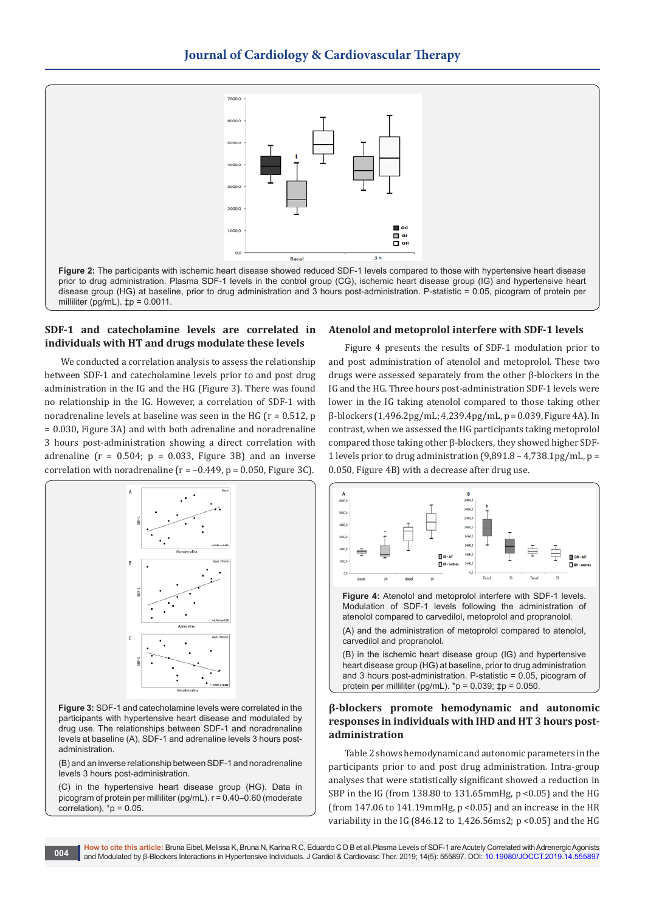7000,0
6000,0
5000,0
4000,0
3000,0
2000,0
1000,0
0,0
Basal
3 h
‡
GC
GI
GH

**Figure 2:** The participants with ischemic heart disease showed reduced SDF-1 levels compared to those with hypertensive heart disease prior to drug administration. Plasma SDF-1 levels in the control group (CG), ischemic heart disease group (IG) and hypertensive heart disease group (HG) at baseline, prior to drug administration and 3 hours post-administration. P-statistic = 0.05, picogram of protein per milliliter (pg/mL). ‡p = 0.0011.

### SDF-1 and catecholamine levels are correlated in individuals with HT and drugs modulate these levels

We conducted a correlation analysis to assess the relationship between SDF-1 and catecholamine levels prior to and post drug administration in the IG and the HG (Figure 3). There was found no relationship in the IG. However, a correlation of SDF-1 with noradrenaline levels at baseline was seen in the HG ($r = 0.512$, $p = 0.030$, Figure 3A) and with both adrenaline and noradrenaline 3 hours post-administration showing a direct correlation with adrenaline ($r = 0.504$; $p = 0.033$, Figure 3B) and an inverse correlation with noradrenaline ($r = -0.449$, $p = 0.050$, Figure 3C).

A
B
C
SDF-1
Noradrenalina
Adrenalina
Basal
Após 3 horas

**Figure 3:** SDF-1 and catecholamine levels were correlated in the participants with hypertensive heart disease and modulated by drug use. The relationships between SDF-1 and noradrenaline levels at baseline (A), SDF-1 and adrenaline levels 3 hours post-administration.

(B) and an inverse relationship between SDF-1 and noradrenaline levels 3 hours post-administration.

(C) in the hypertensive heart disease group (HG). Data in picogram of protein per milliliter (pg/mL). r = 0.40–0.60 (moderate correlation), *p = 0.05.

### Atenolol and metoprolol interfere with SDF-1 levels

Figure 4 presents the results of SDF-1 modulation prior to and post administration of atenolol and metoprolol. These two drugs were assessed separately from the other β-blockers in the IG and the HG. Three hours post-administration SDF-1 levels were lower in the IG taking atenolol compared to those taking other β-blockers (1,496.2pg/mL; 4,239.4pg/mL, $p = 0.039$, Figure 4A). In contrast, when we assessed the HG participants taking metoprolol compared those taking other β-blockers, they showed higher SDF-1 levels prior to drug administration (9,891.8 – 4,738.1pg/mL, $p = 0.050$, Figure 4B) with a decrease after drug use.

A
B
GI - AT
GI - outros
GH - MT
GH - outros
Basal
3h
*
‡

**Figure 4:** Atenolol and metoprolol interfere with SDF-1 levels. Modulation of SDF-1 levels following the administration of atenolol compared to carvedilol, metoprolol and propranolol.

(A) and the administration of metoprolol compared to atenolol, carvedilol and propranolol.

(B) in the ischemic heart disease group (IG) and hypertensive heart disease group (HG) at baseline, prior to drug administration and 3 hours post-administration. P-statistic = 0.05, picogram of protein per milliliter (pg/mL). *p = 0.039; ‡p = 0.050.

### β-blockers promote hemodynamic and autonomic responses in individuals with IHD and HT 3 hours post-administration

Table 2 shows hemodynamic and autonomic parameters in the participants prior to and post drug administration. Intra-group analyses that were statistically significant showed a reduction in SBP in the IG (from 138.80 to 131.65mmHg, $p < 0.05$) and the HG (from 147.06 to 141.19mmHg, $p < 0.05$) and an increase in the HR variability in the IG (846.12 to 1,426.56ms2; $p < 0.05$) and the HG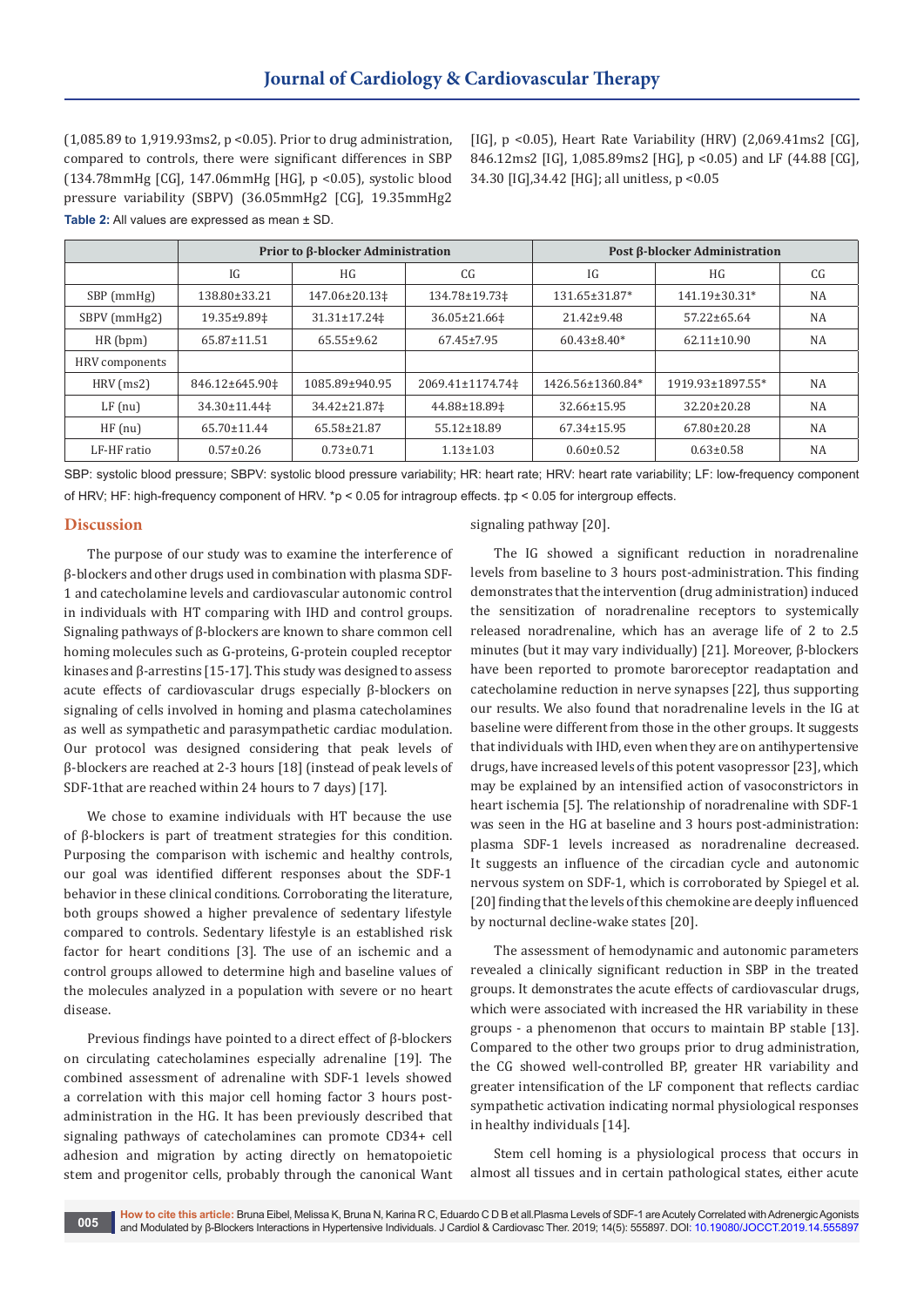(1,085.89 to 1,919.93ms2, p <0.05). Prior to drug administration, compared to controls, there were significant differences in SBP (134.78mmHg [CG], 147.06mmHg [HG], p <0.05), systolic blood pressure variability (SBPV) (36.05mmHg2 [CG], 19.35mmHg2 [IG], p <0.05), Heart Rate Variability (HRV) (2,069.41ms2 [CG], 846.12ms2 [IG], 1,085.89ms2 [HG], p <0.05) and LF (44.88 [CG], 34.30 [IG],34.42 [HG]; all unitless, p <0.05

**Table 2:** All values are expressed as mean ± SD.

| | Prior to β-blocker Administration | | | Post β-blocker Administration | | |
|---|---|---|---|---|---|---|
| | IG | HG | CG | IG | HG | CG |
| SBP (mmHg) | 138.80±33.21 | 147.06±20.13‡ | 134.78±19.73‡ | 131.65±31.87* | 141.19±30.31* | NA |
| SBPV (mmHg2) | 19.35±9.89‡ | 31.31±17.24‡ | 36.05±21.66‡ | 21.42±9.48 | 57.22±65.64 | NA |
| HR (bpm) | 65.87±11.51 | 65.55±9.62 | 67.45±7.95 | 60.43±8.40* | 62.11±10.90 | NA |
| HRV components | | | | | | |
| HRV (ms2) | 846.12±645.90‡ | 1085.89±940.95 | 2069.41±1174.74‡ | 1426.56±1360.84* | 1919.93±1897.55* | NA |
| LF (nu) | 34.30±11.44‡ | 34.42±21.87‡ | 44.88±18.89‡ | 32.66±15.95 | 32.20±20.28 | NA |
| HF (nu) | 65.70±11.44 | 65.58±21.87 | 55.12±18.89 | 67.34±15.95 | 67.80±20.28 | NA |
| LF-HF ratio | 0.57±0.26 | 0.73±0.71 | 1.13±1.03 | 0.60±0.52 | 0.63±0.58 | NA |

SBP: systolic blood pressure; SBPV: systolic blood pressure variability; HR: heart rate; HRV: heart rate variability; LF: low-frequency component of HRV; HF: high-frequency component of HRV. *p < 0.05 for intragroup effects. ‡p < 0.05 for intergroup effects.

## Discussion

The purpose of our study was to examine the interference of β-blockers and other drugs used in combination with plasma SDF-1 and catecholamine levels and cardiovascular autonomic control in individuals with HT comparing with IHD and control groups. Signaling pathways of β-blockers are known to share common cell homing molecules such as G-proteins, G-protein coupled receptor kinases and β-arrestins [15-17]. This study was designed to assess acute effects of cardiovascular drugs especially β-blockers on signaling of cells involved in homing and plasma catecholamines as well as sympathetic and parasympathetic cardiac modulation. Our protocol was designed considering that peak levels of β-blockers are reached at 2-3 hours [18] (instead of peak levels of SDF-1that are reached within 24 hours to 7 days) [17].

We chose to examine individuals with HT because the use of β-blockers is part of treatment strategies for this condition. Purposing the comparison with ischemic and healthy controls, our goal was identified different responses about the SDF-1 behavior in these clinical conditions. Corroborating the literature, both groups showed a higher prevalence of sedentary lifestyle compared to controls. Sedentary lifestyle is an established risk factor for heart conditions [3]. The use of an ischemic and a control groups allowed to determine high and baseline values of the molecules analyzed in a population with severe or no heart disease.

Previous findings have pointed to a direct effect of β-blockers on circulating catecholamines especially adrenaline [19]. The combined assessment of adrenaline with SDF-1 levels showed a correlation with this major cell homing factor 3 hours post-administration in the HG. It has been previously described that signaling pathways of catecholamines can promote CD34+ cell adhesion and migration by acting directly on hematopoietic stem and progenitor cells, probably through the canonical Want signaling pathway [20].

The IG showed a significant reduction in noradrenaline levels from baseline to 3 hours post-administration. This finding demonstrates that the intervention (drug administration) induced the sensitization of noradrenaline receptors to systemically released noradrenaline, which has an average life of 2 to 2.5 minutes (but it may vary individually) [21]. Moreover, β-blockers have been reported to promote baroreceptor readaptation and catecholamine reduction in nerve synapses [22], thus supporting our results. We also found that noradrenaline levels in the IG at baseline were different from those in the other groups. It suggests that individuals with IHD, even when they are on antihypertensive drugs, have increased levels of this potent vasopressor [23], which may be explained by an intensified action of vasoconstrictors in heart ischemia [5]. The relationship of noradrenaline with SDF-1 was seen in the HG at baseline and 3 hours post-administration: plasma SDF-1 levels increased as noradrenaline decreased. It suggests an influence of the circadian cycle and autonomic nervous system on SDF-1, which is corroborated by Spiegel et al. [20] finding that the levels of this chemokine are deeply influenced by nocturnal decline-wake states [20].

The assessment of hemodynamic and autonomic parameters revealed a clinically significant reduction in SBP in the treated groups. It demonstrates the acute effects of cardiovascular drugs, which were associated with increased the HR variability in these groups - a phenomenon that occurs to maintain BP stable [13]. Compared to the other two groups prior to drug administration, the CG showed well-controlled BP, greater HR variability and greater intensification of the LF component that reflects cardiac sympathetic activation indicating normal physiological responses in healthy individuals [14].

Stem cell homing is a physiological process that occurs in almost all tissues and in certain pathological states, either acute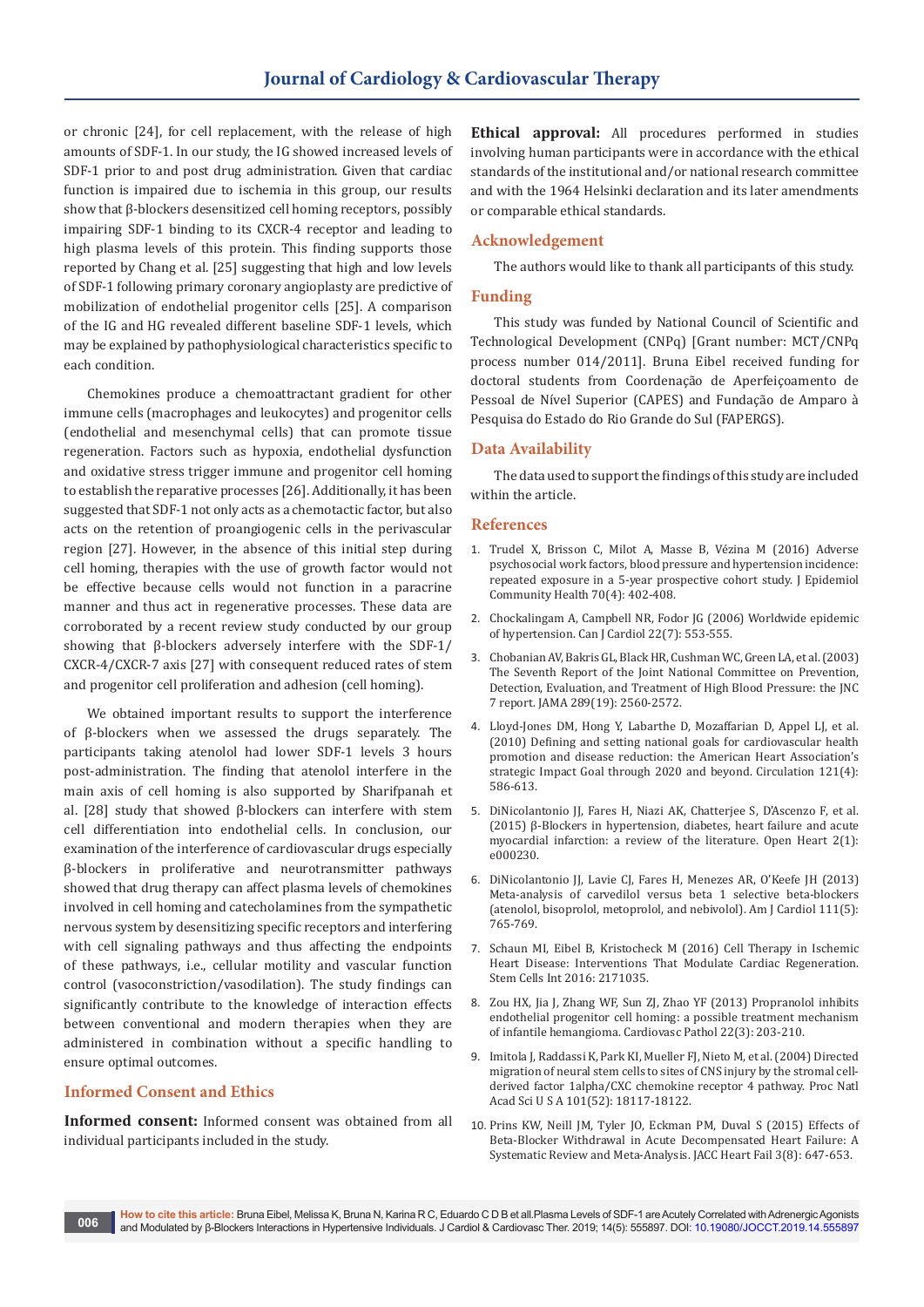or chronic [24], for cell replacement, with the release of high amounts of SDF-1. In our study, the IG showed increased levels of SDF-1 prior to and post drug administration. Given that cardiac function is impaired due to ischemia in this group, our results show that β-blockers desensitized cell homing receptors, possibly impairing SDF-1 binding to its CXCR-4 receptor and leading to high plasma levels of this protein. This finding supports those reported by Chang et al. [25] suggesting that high and low levels of SDF-1 following primary coronary angioplasty are predictive of mobilization of endothelial progenitor cells [25]. A comparison of the IG and HG revealed different baseline SDF-1 levels, which may be explained by pathophysiological characteristics specific to each condition.

Chemokines produce a chemoattractant gradient for other immune cells (macrophages and leukocytes) and progenitor cells (endothelial and mesenchymal cells) that can promote tissue regeneration. Factors such as hypoxia, endothelial dysfunction and oxidative stress trigger immune and progenitor cell homing to establish the reparative processes [26]. Additionally, it has been suggested that SDF-1 not only acts as a chemotactic factor, but also acts on the retention of proangiogenic cells in the perivascular region [27]. However, in the absence of this initial step during cell homing, therapies with the use of growth factor would not be effective because cells would not function in a paracrine manner and thus act in regenerative processes. These data are corroborated by a recent review study conducted by our group showing that β-blockers adversely interfere with the SDF-1/CXCR-4/CXCR-7 axis [27] with consequent reduced rates of stem and progenitor cell proliferation and adhesion (cell homing).

We obtained important results to support the interference of β-blockers when we assessed the drugs separately. The participants taking atenolol had lower SDF-1 levels 3 hours post-administration. The finding that atenolol interfere in the main axis of cell homing is also supported by Sharifpanah et al. [28] study that showed β-blockers can interfere with stem cell differentiation into endothelial cells. In conclusion, our examination of the interference of cardiovascular drugs especially β-blockers in proliferative and neurotransmitter pathways showed that drug therapy can affect plasma levels of chemokines involved in cell homing and catecholamines from the sympathetic nervous system by desensitizing specific receptors and interfering with cell signaling pathways and thus affecting the endpoints of these pathways, i.e., cellular motility and vascular function control (vasoconstriction/vasodilation). The study findings can significantly contribute to the knowledge of interaction effects between conventional and modern therapies when they are administered in combination without a specific handling to ensure optimal outcomes.

## Informed Consent and Ethics

**Informed consent:** Informed consent was obtained from all individual participants included in the study.

**Ethical approval:** All procedures performed in studies involving human participants were in accordance with the ethical standards of the institutional and/or national research committee and with the 1964 Helsinki declaration and its later amendments or comparable ethical standards.

## Acknowledgement

The authors would like to thank all participants of this study.

## Funding

This study was funded by National Council of Scientific and Technological Development (CNPq) [Grant number: MCT/CNPq process number 014/2011]. Bruna Eibel received funding for doctoral students from Coordenação de Aperfeiçoamento de Pessoal de Nível Superior (CAPES) and Fundação de Amparo à Pesquisa do Estado do Rio Grande do Sul (FAPERGS).

## Data Availability

The data used to support the findings of this study are included within the article.

## References

1. Trudel X, Brisson C, Milot A, Masse B, Vézina M (2016) Adverse psychosocial work factors, blood pressure and hypertension incidence: repeated exposure in a 5-year prospective cohort study. J Epidemiol Community Health 70(4): 402-408.
2. Chockalingam A, Campbell NR, Fodor JG (2006) Worldwide epidemic of hypertension. Can J Cardiol 22(7): 553-555.
3. Chobanian AV, Bakris GL, Black HR, Cushman WC, Green LA, et al. (2003) The Seventh Report of the Joint National Committee on Prevention, Detection, Evaluation, and Treatment of High Blood Pressure: the JNC 7 report. JAMA 289(19): 2560-2572.
4. Lloyd-Jones DM, Hong Y, Labarthe D, Mozaffarian D, Appel LJ, et al. (2010) Defining and setting national goals for cardiovascular health promotion and disease reduction: the American Heart Association's strategic Impact Goal through 2020 and beyond. Circulation 121(4): 586-613.
5. DiNicolantonio JJ, Fares H, Niazi AK, Chatterjee S, D'Ascenzo F, et al. (2015) β-Blockers in hypertension, diabetes, heart failure and acute myocardial infarction: a review of the literature. Open Heart 2(1): e000230.
6. DiNicolantonio JJ, Lavie CJ, Fares H, Menezes AR, O'Keefe JH (2013) Meta-analysis of carvedilol versus beta 1 selective beta-blockers (atenolol, bisoprolol, metoprolol, and nebivolol). Am J Cardiol 111(5): 765-769.
7. Schaun MI, Eibel B, Kristocheck M (2016) Cell Therapy in Ischemic Heart Disease: Interventions That Modulate Cardiac Regeneration. Stem Cells Int 2016: 2171035.
8. Zou HX, Jia J, Zhang WF, Sun ZJ, Zhao YF (2013) Propranolol inhibits endothelial progenitor cell homing: a possible treatment mechanism of infantile hemangioma. Cardiovasc Pathol 22(3): 203-210.
9. Imitola J, Raddassi K, Park KI, Mueller FJ, Nieto M, et al. (2004) Directed migration of neural stem cells to sites of CNS injury by the stromal cell-derived factor 1alpha/CXC chemokine receptor 4 pathway. Proc Natl Acad Sci U S A 101(52): 18117-18122.
10. Prins KW, Neill JM, Tyler JO, Eckman PM, Duval S (2015) Effects of Beta-Blocker Withdrawal in Acute Decompensated Heart Failure: A Systematic Review and Meta-Analysis. JACC Heart Fail 3(8): 647-653.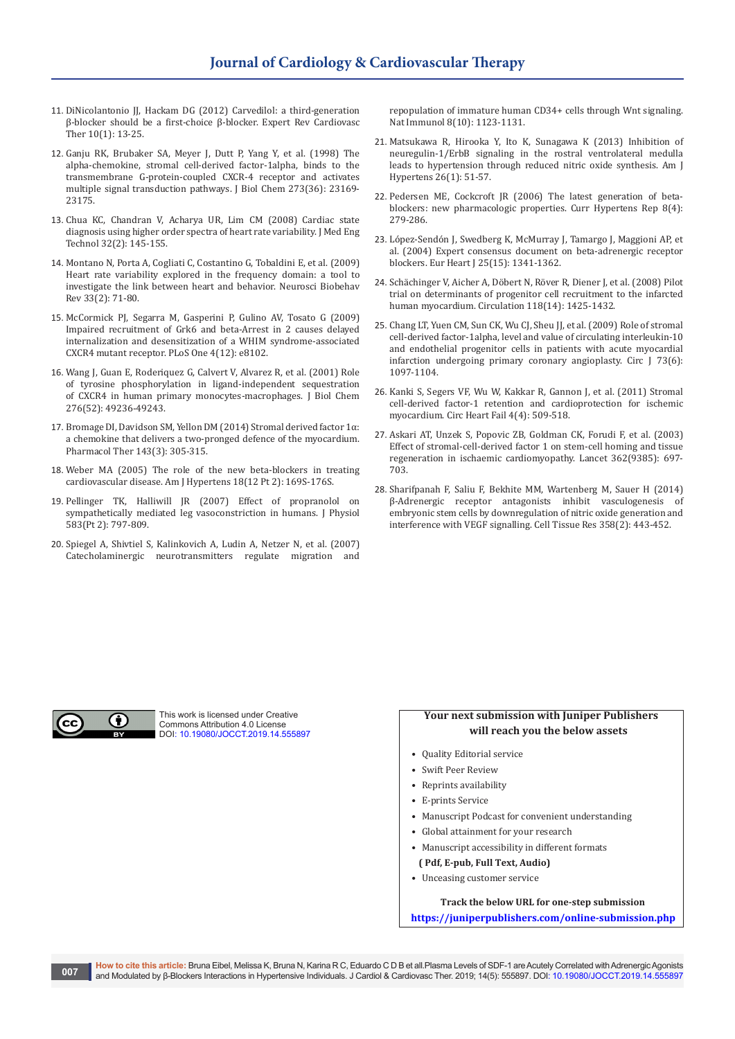11. DiNicolantonio JJ, Hackam DG (2012) Carvedilol: a third-generation β-blocker should be a first-choice β-blocker. Expert Rev Cardiovasc Ther 10(1): 13-25.
12. Ganju RK, Brubaker SA, Meyer J, Dutt P, Yang Y, et al. (1998) The alpha-chemokine, stromal cell-derived factor-1alpha, binds to the transmembrane G-protein-coupled CXCR-4 receptor and activates multiple signal transduction pathways. J Biol Chem 273(36): 23169-23175.
13. Chua KC, Chandran V, Acharya UR, Lim CM (2008) Cardiac state diagnosis using higher order spectra of heart rate variability. J Med Eng Technol 32(2): 145-155.
14. Montano N, Porta A, Cogliati C, Costantino G, Tobaldini E, et al. (2009) Heart rate variability explored in the frequency domain: a tool to investigate the link between heart and behavior. Neurosci Biobehav Rev 33(2): 71-80.
15. McCormick PJ, Segarra M, Gasperini P, Gulino AV, Tosato G (2009) Impaired recruitment of Grk6 and beta-Arrest in 2 causes delayed internalization and desensitization of a WHIM syndrome-associated CXCR4 mutant receptor. PLoS One 4(12): e8102.
16. Wang J, Guan E, Roderiquez G, Calvert V, Alvarez R, et al. (2001) Role of tyrosine phosphorylation in ligand-independent sequestration of CXCR4 in human primary monocytes-macrophages. J Biol Chem 276(52): 49236-49243.
17. Bromage DI, Davidson SM, Yellon DM (2014) Stromal derived factor 1α: a chemokine that delivers a two-pronged defence of the myocardium. Pharmacol Ther 143(3): 305-315.
18. Weber MA (2005) The role of the new beta-blockers in treating cardiovascular disease. Am J Hypertens 18(12 Pt 2): 169S-176S.
19. Pellinger TK, Halliwill JR (2007) Effect of propranolol on sympathetically mediated leg vasoconstriction in humans. J Physiol 583(Pt 2): 797-809.
20. Spiegel A, Shivtiel S, Kalinkovich A, Ludin A, Netzer N, et al. (2007) Catecholaminergic neurotransmitters regulate migration and repopulation of immature human CD34+ cells through Wnt signaling. Nat Immunol 8(10): 1123-1131.
21. Matsukawa R, Hirooka Y, Ito K, Sunagawa K (2013) Inhibition of neuregulin-1/ErbB signaling in the rostral ventrolateral medulla leads to hypertension through reduced nitric oxide synthesis. Am J Hypertens 26(1): 51-57.
22. Pedersen ME, Cockcroft JR (2006) The latest generation of beta-blockers: new pharmacologic properties. Curr Hypertens Rep 8(4): 279-286.
23. López-Sendón J, Swedberg K, McMurray J, Tamargo J, Maggioni AP, et al. (2004) Expert consensus document on beta-adrenergic receptor blockers. Eur Heart J 25(15): 1341-1362.
24. Schächinger V, Aicher A, Döbert N, Röver R, Diener J, et al. (2008) Pilot trial on determinants of progenitor cell recruitment to the infarcted human myocardium. Circulation 118(14): 1425-1432.
25. Chang LT, Yuen CM, Sun CK, Wu CJ, Sheu JJ, et al. (2009) Role of stromal cell-derived factor-1alpha, level and value of circulating interleukin-10 and endothelial progenitor cells in patients with acute myocardial infarction undergoing primary coronary angioplasty. Circ J 73(6): 1097-1104.
26. Kanki S, Segers VF, Wu W, Kakkar R, Gannon J, et al. (2011) Stromal cell-derived factor-1 retention and cardioprotection for ischemic myocardium. Circ Heart Fail 4(4): 509-518.
27. Askari AT, Unzek S, Popovic ZB, Goldman CK, Forudi F, et al. (2003) Effect of stromal-cell-derived factor 1 on stem-cell homing and tissue regeneration in ischaemic cardiomyopathy. Lancet 362(9385): 697-703.
28. Sharifpanah F, Saliu F, Bekhite MM, Wartenberg M, Sauer H (2014) β-Adrenergic receptor antagonists inhibit vasculogenesis of embryonic stem cells by downregulation of nitric oxide generation and interference with VEGF signalling. Cell Tissue Res 358(2): 443-452.

This work is licensed under Creative Commons Attribution 4.0 License
DOI: 10.19080/JOCCT.2019.14.555897

**Your next submission with Juniper Publishers will reach you the below assets**

- Quality Editorial service
- Swift Peer Review
- Reprints availability
- E-prints Service
- Manuscript Podcast for convenient understanding
- Global attainment for your research
- Manuscript accessibility in different formats

  **( Pdf, E-pub, Full Text, Audio)**
- Unceasing customer service

**Track the below URL for one-step submission**

**https://juniperpublishers.com/online-submission.php**

**How to cite this article:** Bruna Eibel, Melissa K, Bruna N, Karina R C, Eduardo C D B et all.Plasma Levels of SDF-1 are Acutely Correlated with Adrenergic Agonists and Modulated by β-Blockers Interactions in Hypertensive Individuals. J Cardiol & Cardiovasc Ther. 2019; 14(5): 555897. DOI: 10.19080/JOCCT.2019.14.555897